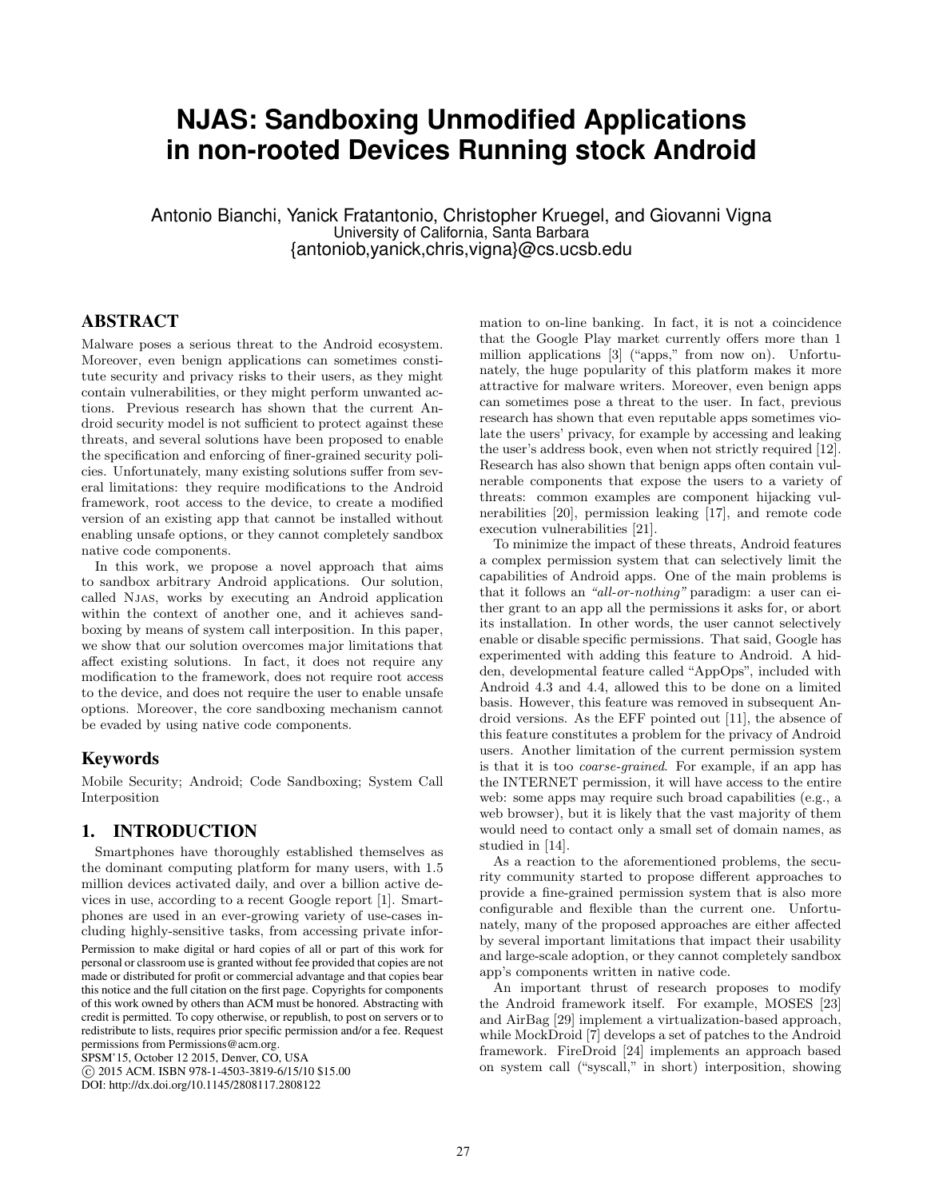// NJAS: Sandboxing Unmodified Applications in non-rooted Devices Running stock Android

Antonio Bianchi, Yanick Fratantonio, Christopher Kruegel, and Giovanni Vigna
University of California, Santa Barbara
{antoniob,yanick,chris,vigna}@cs.ucsb.edu

## ABSTRACT

Malware poses a serious threat to the Android ecosystem. Moreover, even benign applications can sometimes constitute security and privacy risks to their users, as they might contain vulnerabilities, or they might perform unwanted actions. Previous research has shown that the current Android security model is not sufficient to protect against these threats, and several solutions have been proposed to enable the specification and enforcing of finer-grained security policies. Unfortunately, many existing solutions suffer from several limitations: they require modifications to the Android framework, root access to the device, to create a modified version of an existing app that cannot be installed without enabling unsafe options, or they cannot completely sandbox native code components.

In this work, we propose a novel approach that aims to sandbox arbitrary Android applications. Our solution, called NJAS, works by executing an Android application within the context of another one, and it achieves sandboxing by means of system call interposition. In this paper, we show that our solution overcomes major limitations that affect existing solutions. In fact, it does not require any modification to the framework, does not require root access to the device, and does not require the user to enable unsafe options. Moreover, the core sandboxing mechanism cannot be evaded by using native code components.

## Keywords

Mobile Security; Android; Code Sandboxing; System Call Interposition

## 1. INTRODUCTION

Smartphones have thoroughly established themselves as the dominant computing platform for many users, with 1.5 million devices activated daily, and over a billion active devices in use, according to a recent Google report [1]. Smartphones are used in an ever-growing variety of use-cases including highly-sensitive tasks, from accessing private information to on-line banking. In fact, it is not a coincidence that the Google Play market currently offers more than 1 million applications [3] ("apps," from now on). Unfortunately, the huge popularity of this platform makes it more attractive for malware writers. Moreover, even benign apps can sometimes pose a threat to the user. In fact, previous research has shown that even reputable apps sometimes violate the users' privacy, for example by accessing and leaking the user's address book, even when not strictly required [12]. Research has also shown that benign apps often contain vulnerable components that expose the users to a variety of threats: common examples are component hijacking vulnerabilities [20], permission leaking [17], and remote code execution vulnerabilities [21].

To minimize the impact of these threats, Android features a complex permission system that can selectively limit the capabilities of Android apps. One of the main problems is that it follows an *"all-or-nothing"* paradigm: a user can either grant to an app all the permissions it asks for, or abort its installation. In other words, the user cannot selectively enable or disable specific permissions. That said, Google has experimented with adding this feature to Android. A hidden, developmental feature called "AppOps", included with Android 4.3 and 4.4, allowed this to be done on a limited basis. However, this feature was removed in subsequent Android versions. As the EFF pointed out [11], the absence of this feature constitutes a problem for the privacy of Android users. Another limitation of the current permission system is that it is too *coarse-grained*. For example, if an app has the INTERNET permission, it will have access to the entire web: some apps may require such broad capabilities (e.g., a web browser), but it is likely that the vast majority of them would need to contact only a small set of domain names, as studied in [14].

As a reaction to the aforementioned problems, the security community started to propose different approaches to provide a fine-grained permission system that is also more configurable and flexible than the current one. Unfortunately, many of the proposed approaches are either affected by several important limitations that impact their usability and large-scale adoption, or they cannot completely sandbox app's components written in native code.

An important thrust of research proposes to modify the Android framework itself. For example, MOSES [23] and AirBag [29] implement a virtualization-based approach, while MockDroid [7] develops a set of patches to the Android framework. FireDroid [24] implements an approach based on system call ("syscall," in short) interposition, showing

Permission to make digital or hard copies of all or part of this work for personal or classroom use is granted without fee provided that copies are not made or distributed for profit or commercial advantage and that copies bear this notice and the full citation on the first page. Copyrights for components of this work owned by others than ACM must be honored. Abstracting with credit is permitted. To copy otherwise, or republish, to post on servers or to redistribute to lists, requires prior specific permission and/or a fee. Request permissions from Permissions@acm.org.
SPSM'15, October 12 2015, Denver, CO, USA
© 2015 ACM. ISBN 978-1-4503-3819-6/15/10 $15.00
DOI: http://dx.doi.org/10.1145/2808117.2808122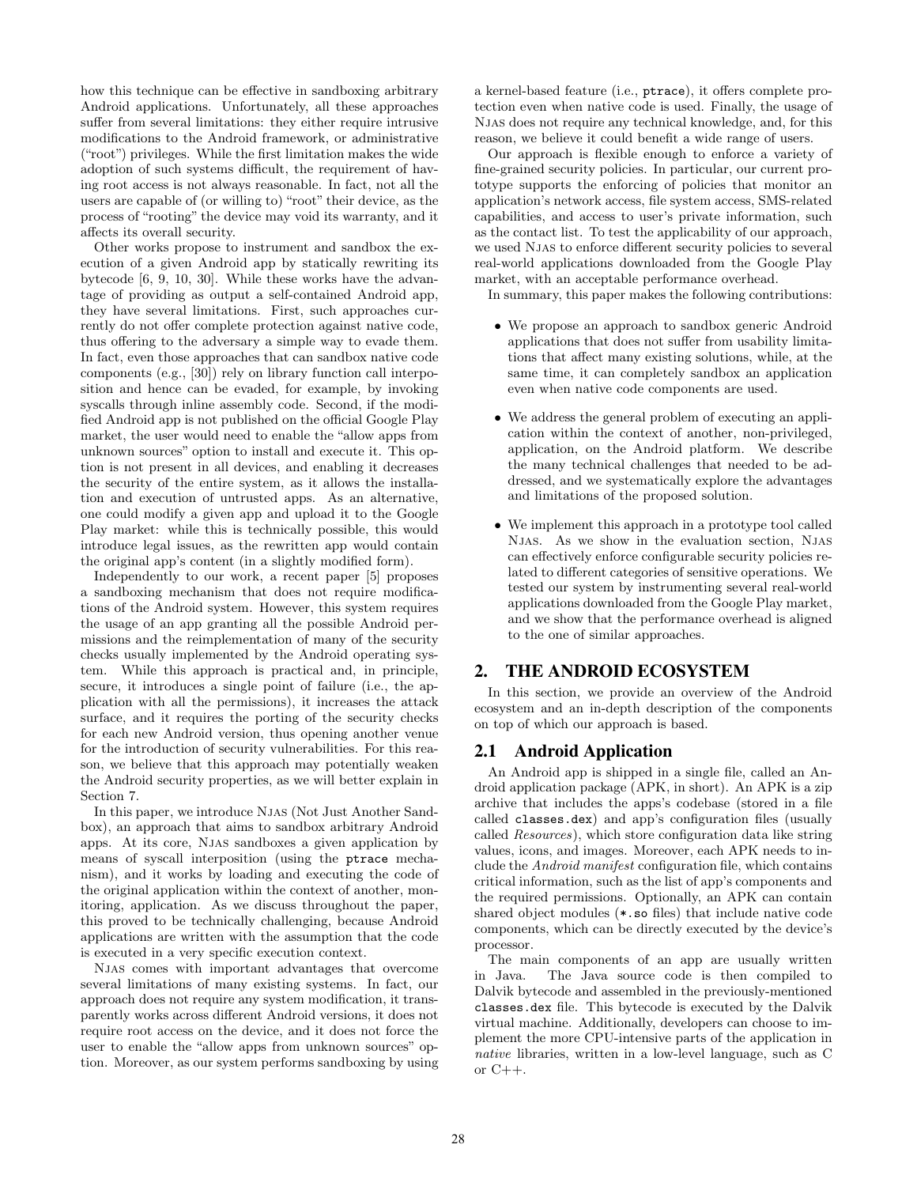how this technique can be effective in sandboxing arbitrary Android applications. Unfortunately, all these approaches suffer from several limitations: they either require intrusive modifications to the Android framework, or administrative ("root") privileges. While the first limitation makes the wide adoption of such systems difficult, the requirement of having root access is not always reasonable. In fact, not all the users are capable of (or willing to) "root" their device, as the process of "rooting" the device may void its warranty, and it affects its overall security.

Other works propose to instrument and sandbox the execution of a given Android app by statically rewriting its bytecode [6, 9, 10, 30]. While these works have the advantage of providing as output a self-contained Android app, they have several limitations. First, such approaches currently do not offer complete protection against native code, thus offering to the adversary a simple way to evade them. In fact, even those approaches that can sandbox native code components (e.g., [30]) rely on library function call interposition and hence can be evaded, for example, by invoking syscalls through inline assembly code. Second, if the modified Android app is not published on the official Google Play market, the user would need to enable the "allow apps from unknown sources" option to install and execute it. This option is not present in all devices, and enabling it decreases the security of the entire system, as it allows the installation and execution of untrusted apps. As an alternative, one could modify a given app and upload it to the Google Play market: while this is technically possible, this would introduce legal issues, as the rewritten app would contain the original app's content (in a slightly modified form).

Independently to our work, a recent paper [5] proposes a sandboxing mechanism that does not require modifications of the Android system. However, this system requires the usage of an app granting all the possible Android permissions and the reimplementation of many of the security checks usually implemented by the Android operating system. While this approach is practical and, in principle, secure, it introduces a single point of failure (i.e., the application with all the permissions), it increases the attack surface, and it requires the porting of the security checks for each new Android version, thus opening another venue for the introduction of security vulnerabilities. For this reason, we believe that this approach may potentially weaken the Android security properties, as we will better explain in Section 7.

In this paper, we introduce NJAS (Not Just Another Sandbox), an approach that aims to sandbox arbitrary Android apps. At its core, NJAS sandboxes a given application by means of syscall interposition (using the ptrace mechanism), and it works by loading and executing the code of the original application within the context of another, monitoring, application. As we discuss throughout the paper, this proved to be technically challenging, because Android applications are written with the assumption that the code is executed in a very specific execution context.

NJAS comes with important advantages that overcome several limitations of many existing systems. In fact, our approach does not require any system modification, it transparently works across different Android versions, it does not require root access on the device, and it does not force the user to enable the "allow apps from unknown sources" option. Moreover, as our system performs sandboxing by using a kernel-based feature (i.e., ptrace), it offers complete protection even when native code is used. Finally, the usage of NJAS does not require any technical knowledge, and, for this reason, we believe it could benefit a wide range of users.

Our approach is flexible enough to enforce a variety of fine-grained security policies. In particular, our current prototype supports the enforcing of policies that monitor an application's network access, file system access, SMS-related capabilities, and access to user's private information, such as the contact list. To test the applicability of our approach, we used NJAS to enforce different security policies to several real-world applications downloaded from the Google Play market, with an acceptable performance overhead.

In summary, this paper makes the following contributions:

- We propose an approach to sandbox generic Android applications that does not suffer from usability limitations that affect many existing solutions, while, at the same time, it can completely sandbox an application even when native code components are used.
- We address the general problem of executing an application within the context of another, non-privileged, application, on the Android platform. We describe the many technical challenges that needed to be addressed, and we systematically explore the advantages and limitations of the proposed solution.
- We implement this approach in a prototype tool called NJAS. As we show in the evaluation section, NJAS can effectively enforce configurable security policies related to different categories of sensitive operations. We tested our system by instrumenting several real-world applications downloaded from the Google Play market, and we show that the performance overhead is aligned to the one of similar approaches.

## 2. THE ANDROID ECOSYSTEM

In this section, we provide an overview of the Android ecosystem and an in-depth description of the components on top of which our approach is based.

### 2.1 Android Application

An Android app is shipped in a single file, called an Android application package (APK, in short). An APK is a zip archive that includes the apps's codebase (stored in a file called classes.dex) and app's configuration files (usually called *Resources*), which store configuration data like string values, icons, and images. Moreover, each APK needs to include the *Android manifest* configuration file, which contains critical information, such as the list of app's components and the required permissions. Optionally, an APK can contain shared object modules (*.so files) that include native code components, which can be directly executed by the device's processor.

The main components of an app are usually written in Java. The Java source code is then compiled to Dalvik bytecode and assembled in the previously-mentioned classes.dex file. This bytecode is executed by the Dalvik virtual machine. Additionally, developers can choose to implement the more CPU-intensive parts of the application in *native* libraries, written in a low-level language, such as C or C++.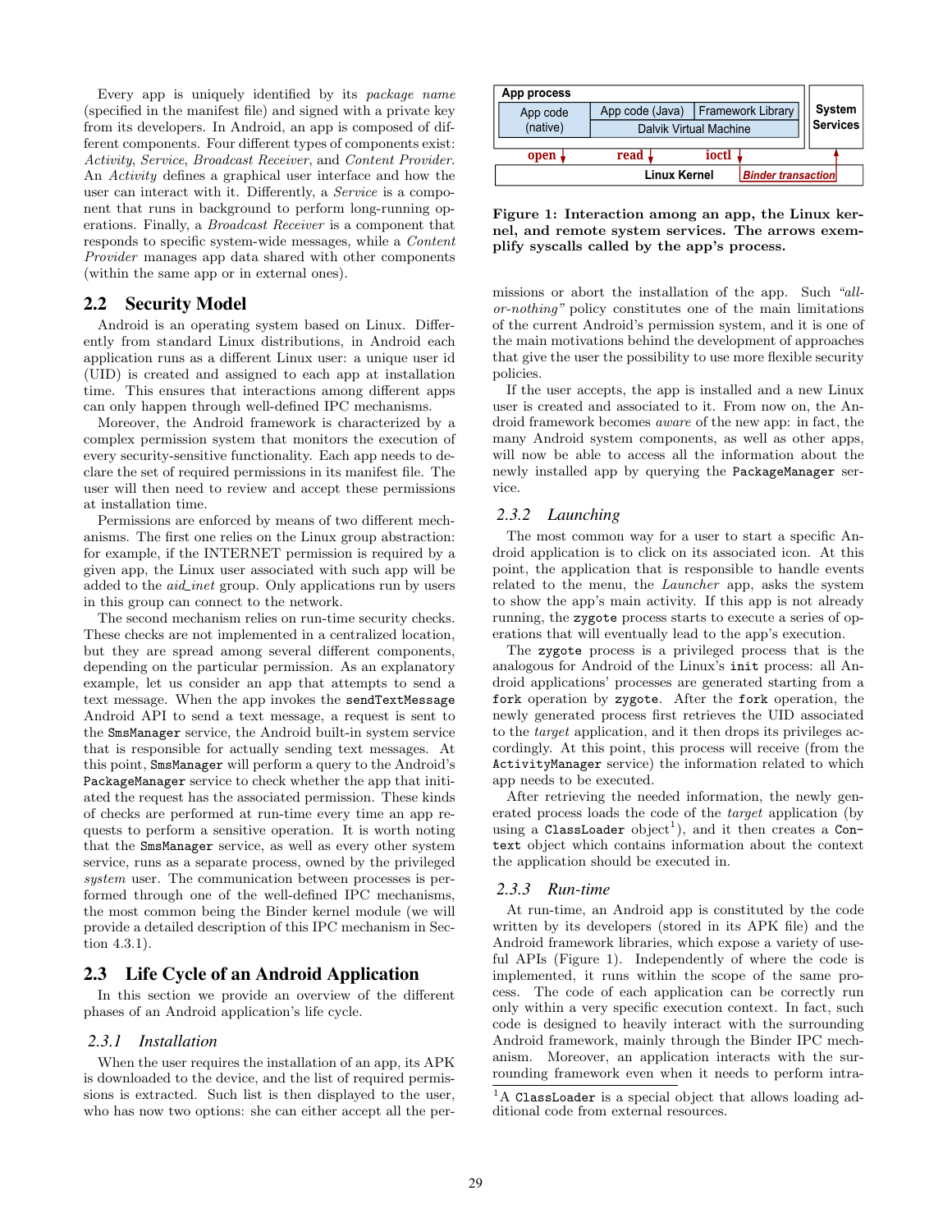Every app is uniquely identified by its *package name* (specified in the manifest file) and signed with a private key from its developers. In Android, an app is composed of different components. Four different types of components exist: *Activity*, *Service*, *Broadcast Receiver*, and *Content Provider*. An *Activity* defines a graphical user interface and how the user can interact with it. Differently, a *Service* is a component that runs in background to perform long-running operations. Finally, a *Broadcast Receiver* is a component that responds to specific system-wide messages, while a *Content Provider* manages app data shared with other components (within the same app or in external ones).

## 2.2 Security Model

Android is an operating system based on Linux. Differently from standard Linux distributions, in Android each application runs as a different Linux user: a unique user id (UID) is created and assigned to each app at installation time. This ensures that interactions among different apps can only happen through well-defined IPC mechanisms.

Moreover, the Android framework is characterized by a complex permission system that monitors the execution of every security-sensitive functionality. Each app needs to declare the set of required permissions in its manifest file. The user will then need to review and accept these permissions at installation time.

Permissions are enforced by means of two different mechanisms. The first one relies on the Linux group abstraction: for example, if the INTERNET permission is required by a given app, the Linux user associated with such app will be added to the *aid_inet* group. Only applications run by users in this group can connect to the network.

The second mechanism relies on run-time security checks. These checks are not implemented in a centralized location, but they are spread among several different components, depending on the particular permission. As an explanatory example, let us consider an app that attempts to send a text message. When the app invokes the `sendTextMessage` Android API to send a text message, a request is sent to the `SmsManager` service, the Android built-in system service that is responsible for actually sending text messages. At this point, `SmsManager` will perform a query to the Android's `PackageManager` service to check whether the app that initiated the request has the associated permission. These kinds of checks are performed at run-time every time an app requests to perform a sensitive operation. It is worth noting that the `SmsManager` service, as well as every other system service, runs as a separate process, owned by the privileged *system* user. The communication between processes is performed through one of the well-defined IPC mechanisms, the most common being the Binder kernel module (we will provide a detailed description of this IPC mechanism in Section 4.3.1).

## 2.3 Life Cycle of an Android Application

In this section we provide an overview of the different phases of an Android application's life cycle.

### 2.3.1 Installation

When the user requires the installation of an app, its APK is downloaded to the device, and the list of required permissions is extracted. Such list is then displayed to the user, who has now two options: she can either accept all the permissions or abort the installation of the app. Such *"all-or-nothing"* policy constitutes one of the main limitations of the current Android's permission system, and it is one of the main motivations behind the development of approaches that give the user the possibility to use more flexible security policies.

If the user accepts, the app is installed and a new Linux user is created and associated to it. From now on, the Android framework becomes *aware* of the new app: in fact, the many Android system components, as well as other apps, will now be able to access all the information about the newly installed app by querying the `PackageManager` service.

App process
App code (native)
App code (Java)
Framework Library
Dalvik Virtual Machine
System Services
open
read
ioctl
Linux Kernel
Binder transaction

**Figure 1: Interaction among an app, the Linux kernel, and remote system services. The arrows exemplify syscalls called by the app's process.**

### 2.3.2 Launching

The most common way for a user to start a specific Android application is to click on its associated icon. At this point, the application that is responsible to handle events related to the menu, the *Launcher* app, asks the system to show the app's main activity. If this app is not already running, the `zygote` process starts to execute a series of operations that will eventually lead to the app's execution.

The `zygote` process is a privileged process that is the analogous for Android of the Linux's `init` process: all Android applications' processes are generated starting from a `fork` operation by `zygote`. After the `fork` operation, the newly generated process first retrieves the UID associated to the *target* application, and it then drops its privileges accordingly. At this point, this process will receive (from the `ActivityManager` service) the information related to which app needs to be executed.

After retrieving the needed information, the newly generated process loads the code of the *target* application (by using a `ClassLoader` object[1]), and it then creates a `Context` object which contains information about the context the application should be executed in.

### 2.3.3 Run-time

At run-time, an Android app is constituted by the code written by its developers (stored in its APK file) and the Android framework libraries, which expose a variety of useful APIs (Figure 1). Independently of where the code is implemented, it runs within the scope of the same process. The code of each application can be correctly run only within a very specific execution context. In fact, such code is designed to heavily interact with the surrounding Android framework, mainly through the Binder IPC mechanism. Moreover, an application interacts with the surrounding framework even when it needs to perform intra-

[1] A `ClassLoader` is a special object that allows loading additional code from external resources.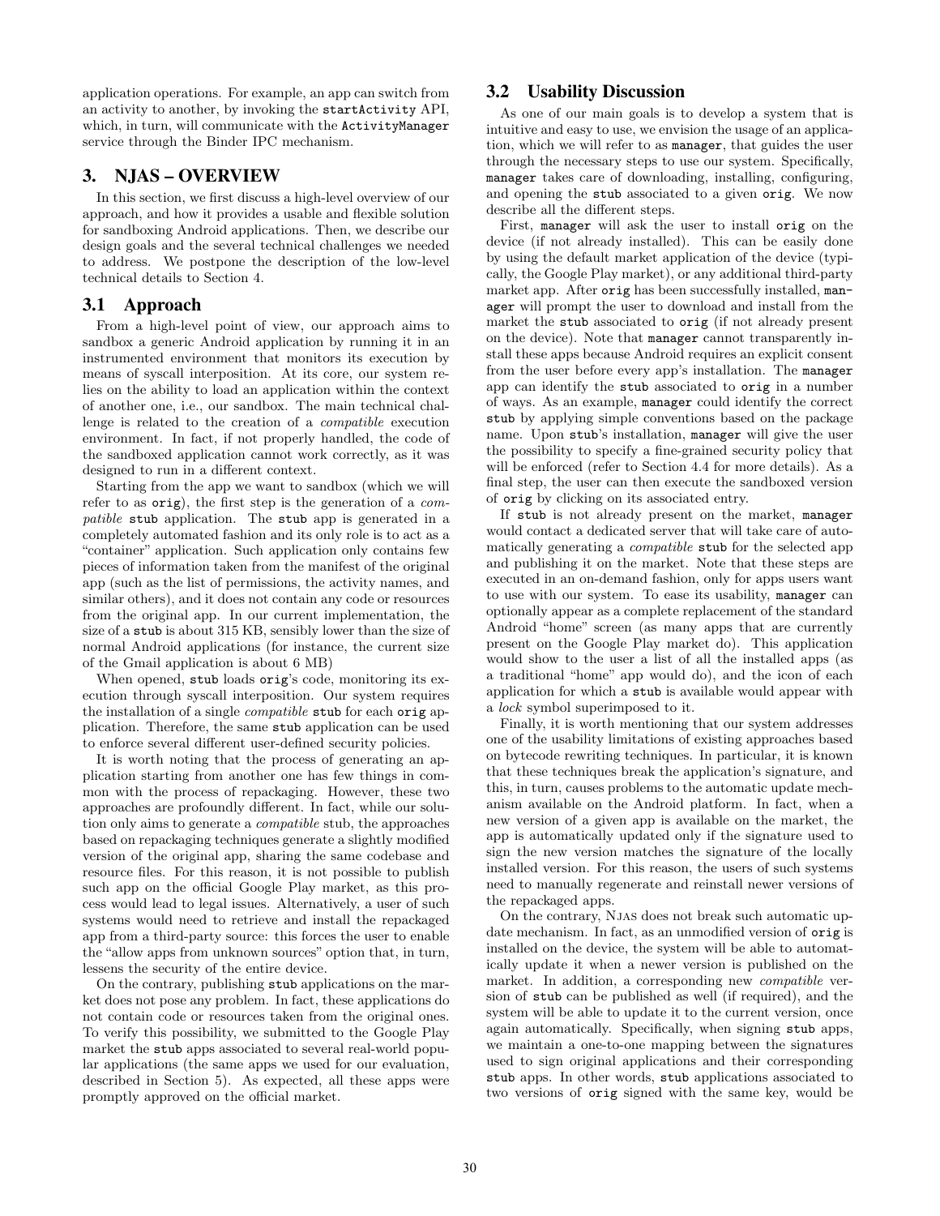application operations. For example, an app can switch from an activity to another, by invoking the `startActivity` API, which, in turn, will communicate with the `ActivityManager` service through the Binder IPC mechanism.

## 3. NJAS – OVERVIEW

In this section, we first discuss a high-level overview of our approach, and how it provides a usable and flexible solution for sandboxing Android applications. Then, we describe our design goals and the several technical challenges we needed to address. We postpone the description of the low-level technical details to Section 4.

### 3.1 Approach

From a high-level point of view, our approach aims to sandbox a generic Android application by running it in an instrumented environment that monitors its execution by means of syscall interposition. At its core, our system relies on the ability to load an application within the context of another one, i.e., our sandbox. The main technical challenge is related to the creation of a *compatible* execution environment. In fact, if not properly handled, the code of the sandboxed application cannot work correctly, as it was designed to run in a different context.

Starting from the app we want to sandbox (which we will refer to as `orig`), the first step is the generation of a *compatible* `stub` application. The `stub` app is generated in a completely automated fashion and its only role is to act as a "container" application. Such application only contains few pieces of information taken from the manifest of the original app (such as the list of permissions, the activity names, and similar others), and it does not contain any code or resources from the original app. In our current implementation, the size of a `stub` is about 315 KB, sensibly lower than the size of normal Android applications (for instance, the current size of the Gmail application is about 6 MB)

When opened, `stub` loads `orig`'s code, monitoring its execution through syscall interposition. Our system requires the installation of a single *compatible* `stub` for each `orig` application. Therefore, the same `stub` application can be used to enforce several different user-defined security policies.

It is worth noting that the process of generating an application starting from another one has few things in common with the process of repackaging. However, these two approaches are profoundly different. In fact, while our solution only aims to generate a *compatible* stub, the approaches based on repackaging techniques generate a slightly modified version of the original app, sharing the same codebase and resource files. For this reason, it is not possible to publish such app on the official Google Play market, as this process would lead to legal issues. Alternatively, a user of such systems would need to retrieve and install the repackaged app from a third-party source: this forces the user to enable the "allow apps from unknown sources" option that, in turn, lessens the security of the entire device.

On the contrary, publishing `stub` applications on the market does not pose any problem. In fact, these applications do not contain code or resources taken from the original ones. To verify this possibility, we submitted to the Google Play market the `stub` apps associated to several real-world popular applications (the same apps we used for our evaluation, described in Section 5). As expected, all these apps were promptly approved on the official market.

### 3.2 Usability Discussion

As one of our main goals is to develop a system that is intuitive and easy to use, we envision the usage of an application, which we will refer to as `manager`, that guides the user through the necessary steps to use our system. Specifically, `manager` takes care of downloading, installing, configuring, and opening the `stub` associated to a given `orig`. We now describe all the different steps.

First, `manager` will ask the user to install `orig` on the device (if not already installed). This can be easily done by using the default market application of the device (typically, the Google Play market), or any additional third-party market app. After `orig` has been successfully installed, `manager` will prompt the user to download and install from the market the `stub` associated to `orig` (if not already present on the device). Note that `manager` cannot transparently install these apps because Android requires an explicit consent from the user before every app's installation. The `manager` app can identify the `stub` associated to `orig` in a number of ways. As an example, `manager` could identify the correct `stub` by applying simple conventions based on the package name. Upon `stub`'s installation, `manager` will give the user the possibility to specify a fine-grained security policy that will be enforced (refer to Section 4.4 for more details). As a final step, the user can then execute the sandboxed version of `orig` by clicking on its associated entry.

If `stub` is not already present on the market, `manager` would contact a dedicated server that will take care of automatically generating a *compatible* `stub` for the selected app and publishing it on the market. Note that these steps are executed in an on-demand fashion, only for apps users want to use with our system. To ease its usability, `manager` can optionally appear as a complete replacement of the standard Android "home" screen (as many apps that are currently present on the Google Play market do). This application would show to the user a list of all the installed apps (as a traditional "home" app would do), and the icon of each application for which a `stub` is available would appear with a *lock* symbol superimposed to it.

Finally, it is worth mentioning that our system addresses one of the usability limitations of existing approaches based on bytecode rewriting techniques. In particular, it is known that these techniques break the application's signature, and this, in turn, causes problems to the automatic update mechanism available on the Android platform. In fact, when a new version of a given app is available on the market, the app is automatically updated only if the signature used to sign the new version matches the signature of the locally installed version. For this reason, the users of such systems need to manually regenerate and reinstall newer versions of the repackaged apps.

On the contrary, NJAS does not break such automatic update mechanism. In fact, as an unmodified version of `orig` is installed on the device, the system will be able to automatically update it when a newer version is published on the market. In addition, a corresponding new *compatible* version of `stub` can be published as well (if required), and the system will be able to update it to the current version, once again automatically. Specifically, when signing `stub` apps, we maintain a one-to-one mapping between the signatures used to sign original applications and their corresponding `stub` apps. In other words, `stub` applications associated to two versions of `orig` signed with the same key, would be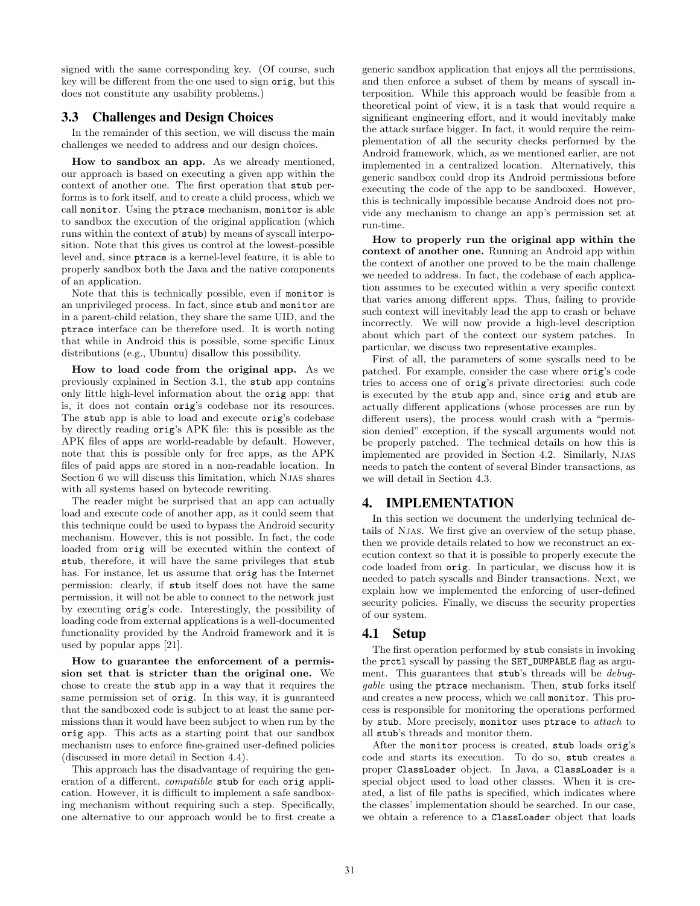signed with the same corresponding key. (Of course, such key will be different from the one used to sign `orig`, but this does not constitute any usability problems.)

## 3.3 Challenges and Design Choices

In the remainder of this section, we will discuss the main challenges we needed to address and our design choices.

**How to sandbox an app.** As we already mentioned, our approach is based on executing a given app within the context of another one. The first operation that `stub` performs is to fork itself, and to create a child process, which we call `monitor`. Using the `ptrace` mechanism, `monitor` is able to sandbox the execution of the original application (which runs within the context of `stub`) by means of syscall interposition. Note that this gives us control at the lowest-possible level and, since `ptrace` is a kernel-level feature, it is able to properly sandbox both the Java and the native components of an application.

Note that this is technically possible, even if `monitor` is an unprivileged process. In fact, since `stub` and `monitor` are in a parent-child relation, they share the same UID, and the `ptrace` interface can be therefore used. It is worth noting that while in Android this is possible, some specific Linux distributions (e.g., Ubuntu) disallow this possibility.

**How to load code from the original app.** As we previously explained in Section 3.1, the `stub` app contains only little high-level information about the `orig` app: that is, it does not contain `orig`'s codebase nor its resources. The `stub` app is able to load and execute `orig`'s codebase by directly reading `orig`'s APK file: this is possible as the APK files of apps are world-readable by default. However, note that this is possible only for free apps, as the APK files of paid apps are stored in a non-readable location. In Section 6 we will discuss this limitation, which NJAS shares with all systems based on bytecode rewriting.

The reader might be surprised that an app can actually load and execute code of another app, as it could seem that this technique could be used to bypass the Android security mechanism. However, this is not possible. In fact, the code loaded from `orig` will be executed within the context of `stub`, therefore, it will have the same privileges that `stub` has. For instance, let us assume that `orig` has the Internet permission: clearly, if `stub` itself does not have the same permission, it will not be able to connect to the network just by executing `orig`'s code. Interestingly, the possibility of loading code from external applications is a well-documented functionality provided by the Android framework and it is used by popular apps [21].

**How to guarantee the enforcement of a permission set that is stricter than the original one.** We chose to create the `stub` app in a way that it requires the same permission set of `orig`. In this way, it is guaranteed that the sandboxed code is subject to at least the same permissions than it would have been subject to when run by the `orig` app. This acts as a starting point that our sandbox mechanism uses to enforce fine-grained user-defined policies (discussed in more detail in Section 4.4).

This approach has the disadvantage of requiring the generation of a different, *compatible* `stub` for each `orig` application. However, it is difficult to implement a safe sandboxing mechanism without requiring such a step. Specifically, one alternative to our approach would be to first create a generic sandbox application that enjoys all the permissions, and then enforce a subset of them by means of syscall interposition. While this approach would be feasible from a theoretical point of view, it is a task that would require a significant engineering effort, and it would inevitably make the attack surface bigger. In fact, it would require the reimplementation of all the security checks performed by the Android framework, which, as we mentioned earlier, are not implemented in a centralized location. Alternatively, this generic sandbox could drop its Android permissions before executing the code of the app to be sandboxed. However, this is technically impossible because Android does not provide any mechanism to change an app's permission set at run-time.

**How to properly run the original app within the context of another one.** Running an Android app within the context of another one proved to be the main challenge we needed to address. In fact, the codebase of each application assumes to be executed within a very specific context that varies among different apps. Thus, failing to provide such context will inevitably lead the app to crash or behave incorrectly. We will now provide a high-level description about which part of the context our system patches. In particular, we discuss two representative examples.

First of all, the parameters of some syscalls need to be patched. For example, consider the case where `orig`'s code tries to access one of `orig`'s private directories: such code is executed by the `stub` app and, since `orig` and `stub` are actually different applications (whose processes are run by different users), the process would crash with a "permission denied" exception, if the syscall arguments would not be properly patched. The technical details on how this is implemented are provided in Section 4.2. Similarly, NJAS needs to patch the content of several Binder transactions, as we will detail in Section 4.3.

# 4. IMPLEMENTATION

In this section we document the underlying technical details of NJAS. We first give an overview of the setup phase, then we provide details related to how we reconstruct an execution context so that it is possible to properly execute the code loaded from `orig`. In particular, we discuss how it is needed to patch syscalls and Binder transactions. Next, we explain how we implemented the enforcing of user-defined security policies. Finally, we discuss the security properties of our system.

## 4.1 Setup

The first operation performed by `stub` consists in invoking the `prctl` syscall by passing the `SET_DUMPABLE` flag as argument. This guarantees that `stub`'s threads will be *debuggable* using the `ptrace` mechanism. Then, `stub` forks itself and creates a new process, which we call `monitor`. This process is responsible for monitoring the operations performed by `stub`. More precisely, `monitor` uses `ptrace` to *attach* to all `stub`'s threads and monitor them.

After the `monitor` process is created, `stub` loads `orig`'s code and starts its execution. To do so, `stub` creates a proper `ClassLoader` object. In Java, a `ClassLoader` is a special object used to load other classes. When it is created, a list of file paths is specified, which indicates where the classes' implementation should be searched. In our case, we obtain a reference to a `ClassLoader` object that loads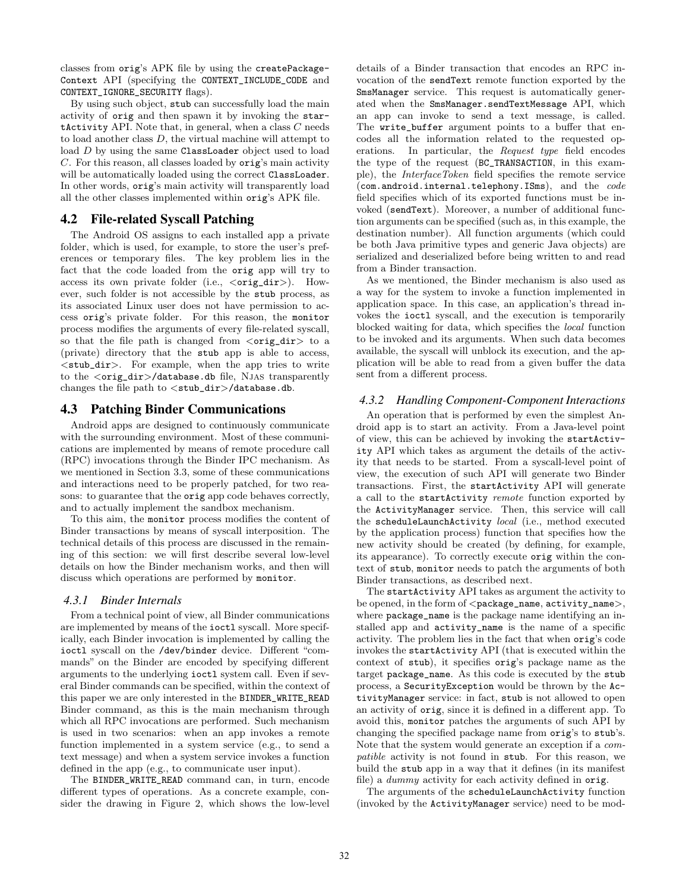classes from orig's APK file by using the createPackageContext API (specifying the CONTEXT_INCLUDE_CODE and CONTEXT_IGNORE_SECURITY flags).

By using such object, stub can successfully load the main activity of orig and then spawn it by invoking the startActivity API. Note that, in general, when a class $C$ needs to load another class $D$, the virtual machine will attempt to load $D$ by using the same ClassLoader object used to load $C$. For this reason, all classes loaded by orig's main activity will be automatically loaded using the correct ClassLoader. In other words, orig's main activity will transparently load all the other classes implemented within orig's APK file.

## 4.2 File-related Syscall Patching

The Android OS assigns to each installed app a private folder, which is used, for example, to store the user's preferences or temporary files. The key problem lies in the fact that the code loaded from the orig app will try to access its own private folder (i.e., <orig_dir>). However, such folder is not accessible by the stub process, as its associated Linux user does not have permission to access orig's private folder. For this reason, the monitor process modifies the arguments of every file-related syscall, so that the file path is changed from <orig_dir> to a (private) directory that the stub app is able to access, <stub_dir>. For example, when the app tries to write to the <orig_dir>/database.db file, NJAS transparently changes the file path to <stub_dir>/database.db.

## 4.3 Patching Binder Communications

Android apps are designed to continuously communicate with the surrounding environment. Most of these communications are implemented by means of remote procedure call (RPC) invocations through the Binder IPC mechanism. As we mentioned in Section 3.3, some of these communications and interactions need to be properly patched, for two reasons: to guarantee that the orig app code behaves correctly, and to actually implement the sandbox mechanism.

To this aim, the monitor process modifies the content of Binder transactions by means of syscall interposition. The technical details of this process are discussed in the remaining of this section: we will first describe several low-level details on how the Binder mechanism works, and then will discuss which operations are performed by monitor.

### *4.3.1 Binder Internals*

From a technical point of view, all Binder communications are implemented by means of the ioctl syscall. More specifically, each Binder invocation is implemented by calling the ioctl syscall on the /dev/binder device. Different "commands" on the Binder are encoded by specifying different arguments to the underlying ioctl system call. Even if several Binder commands can be specified, within the context of this paper we are only interested in the BINDER_WRITE_READ Binder command, as this is the main mechanism through which all RPC invocations are performed. Such mechanism is used in two scenarios: when an app invokes a remote function implemented in a system service (e.g., to send a text message) and when a system service invokes a function defined in the app (e.g., to communicate user input).

The BINDER_WRITE_READ command can, in turn, encode different types of operations. As a concrete example, consider the drawing in Figure 2, which shows the low-level details of a Binder transaction that encodes an RPC invocation of the sendText remote function exported by the SmsManager service. This request is automatically generated when the SmsManager.sendTextMessage API, which an app can invoke to send a text message, is called. The write_buffer argument points to a buffer that encodes all the information related to the requested operations. In particular, the *Request type* field encodes the type of the request (BC_TRANSACTION, in this example), the *InterfaceToken* field specifies the remote service (com.android.internal.telephony.ISms), and the *code* field specifies which of its exported functions must be invoked (sendText). Moreover, a number of additional function arguments can be specified (such as, in this example, the destination number). All function arguments (which could be both Java primitive types and generic Java objects) are serialized and deserialized before being written to and read from a Binder transaction.

As we mentioned, the Binder mechanism is also used as a way for the system to invoke a function implemented in application space. In this case, an application's thread invokes the ioctl syscall, and the execution is temporarily blocked waiting for data, which specifies the *local* function to be invoked and its arguments. When such data becomes available, the syscall will unblock its execution, and the application will be able to read from a given buffer the data sent from a different process.

### *4.3.2 Handling Component-Component Interactions*

An operation that is performed by even the simplest Android app is to start an activity. From a Java-level point of view, this can be achieved by invoking the startActivity API which takes as argument the details of the activity that needs to be started. From a syscall-level point of view, the execution of such API will generate two Binder transactions. First, the startActivity API will generate a call to the startActivity *remote* function exported by the ActivityManager service. Then, this service will call the scheduleLaunchActivity *local* (i.e., method executed by the application process) function that specifies how the new activity should be created (by defining, for example, its appearance). To correctly execute orig within the context of stub, monitor needs to patch the arguments of both Binder transactions, as described next.

The startActivity API takes as argument the activity to be opened, in the form of <package_name, activity_name>, where package_name is the package name identifying an installed app and activity_name is the name of a specific activity. The problem lies in the fact that when orig's code invokes the startActivity API (that is executed within the context of stub), it specifies orig's package name as the target package_name. As this code is executed by the stub process, a SecurityException would be thrown by the ActivityManager service: in fact, stub is not allowed to open an activity of orig, since it is defined in a different app. To avoid this, monitor patches the arguments of such API by changing the specified package name from orig's to stub's. Note that the system would generate an exception if a *compatible* activity is not found in stub. For this reason, we build the stub app in a way that it defines (in its manifest file) a *dummy* activity for each activity defined in orig.

The arguments of the scheduleLaunchActivity function (invoked by the ActivityManager service) need to be mod-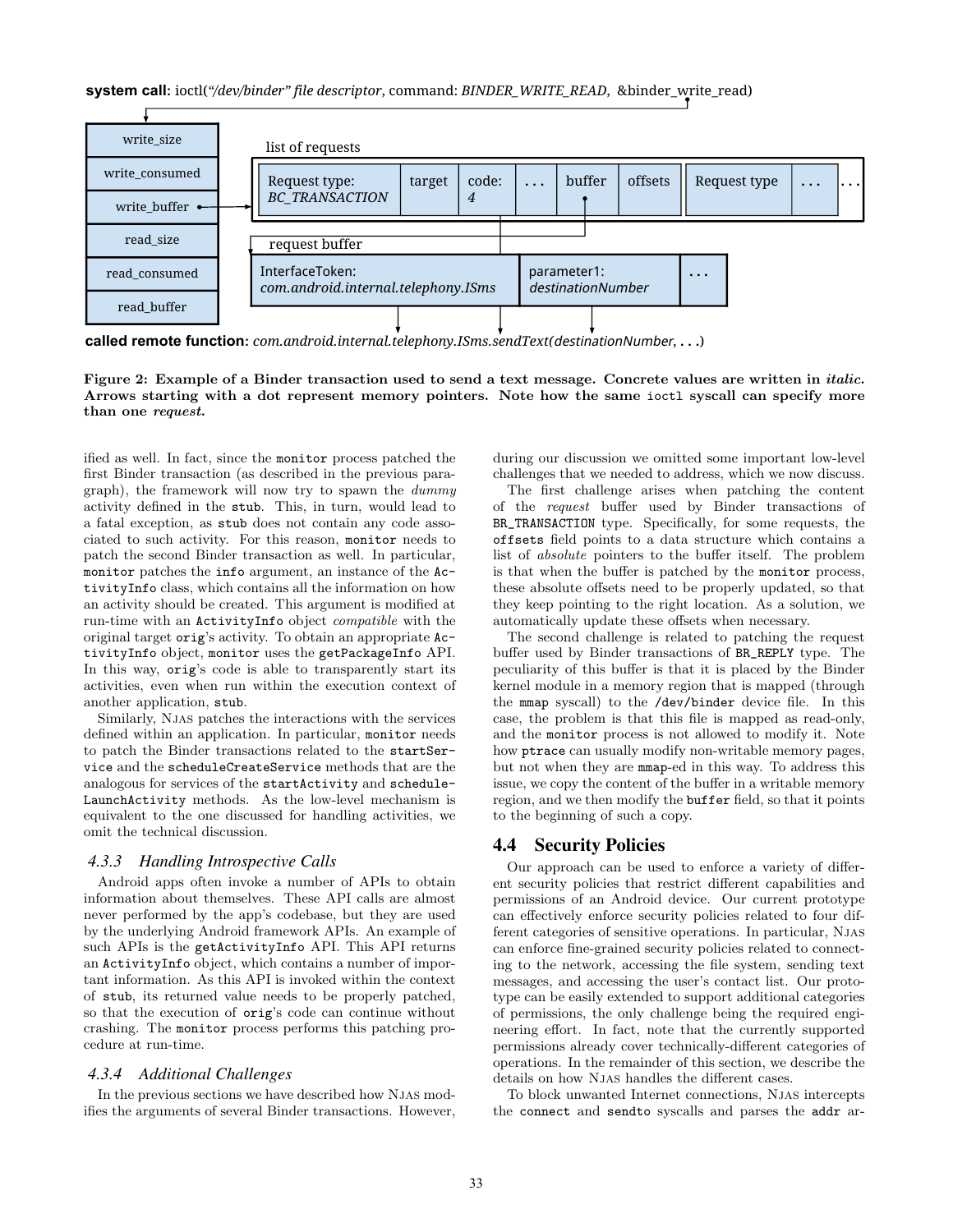**system call:** ioctl(*"/dev/binder" file descriptor*, command: *BINDER_WRITE_READ*, &binder_write_read)

write_size
write_consumed
write_buffer
read_size
read_consumed
read_buffer

list of requests

Request type: *BC_TRANSACTION* | target | code: *4* | . . . | buffer | offsets | Request type | . . . | . . .

request buffer

InterfaceToken: *com.android.internal.telephony.ISms* | parameter1: *destinationNumber* | . . .

**called remote function:** *com.android.internal.telephony.ISms.sendText(destinationNumber, . . .)*

**Figure 2: Example of a Binder transaction used to send a text message. Concrete values are written in *italic*. Arrows starting with a dot represent memory pointers. Note how the same `ioctl` syscall can specify more than one *request*.**

ified as well. In fact, since the `monitor` process patched the first Binder transaction (as described in the previous paragraph), the framework will now try to spawn the *dummy* activity defined in the `stub`. This, in turn, would lead to a fatal exception, as `stub` does not contain any code associated to such activity. For this reason, `monitor` needs to patch the second Binder transaction as well. In particular, `monitor` patches the `info` argument, an instance of the `ActivityInfo` class, which contains all the information on how an activity should be created. This argument is modified at run-time with an `ActivityInfo` object *compatible* with the original target `orig`'s activity. To obtain an appropriate `ActivityInfo` object, `monitor` uses the `getPackageInfo` API. In this way, `orig`'s code is able to transparently start its activities, even when run within the execution context of another application, `stub`.

Similarly, NJAS patches the interactions with the services defined within an application. In particular, `monitor` needs to patch the Binder transactions related to the `startService` and the `scheduleCreateService` methods that are the analogous for services of the `startActivity` and `scheduleLaunchActivity` methods. As the low-level mechanism is equivalent to the one discussed for handling activities, we omit the technical discussion.

### 4.3.3 Handling Introspective Calls

Android apps often invoke a number of APIs to obtain information about themselves. These API calls are almost never performed by the app's codebase, but they are used by the underlying Android framework APIs. An example of such APIs is the `getActivityInfo` API. This API returns an `ActivityInfo` object, which contains a number of important information. As this API is invoked within the context of `stub`, its returned value needs to be properly patched, so that the execution of `orig`'s code can continue without crashing. The `monitor` process performs this patching procedure at run-time.

### 4.3.4 Additional Challenges

In the previous sections we have described how NJAS modifies the arguments of several Binder transactions. However, during our discussion we omitted some important low-level challenges that we needed to address, which we now discuss.

The first challenge arises when patching the content of the *request* buffer used by Binder transactions of `BR_TRANSACTION` type. Specifically, for some requests, the `offsets` field points to a data structure which contains a list of *absolute* pointers to the buffer itself. The problem is that when the buffer is patched by the `monitor` process, these absolute offsets need to be properly updated, so that they keep pointing to the right location. As a solution, we automatically update these offsets when necessary.

The second challenge is related to patching the request buffer used by Binder transactions of `BR_REPLY` type. The peculiarity of this buffer is that it is placed by the Binder kernel module in a memory region that is mapped (through the `mmap` syscall) to the `/dev/binder` device file. In this case, the problem is that this file is mapped as read-only, and the `monitor` process is not allowed to modify it. Note how `ptrace` can usually modify non-writable memory pages, but not when they are `mmap`-ed in this way. To address this issue, we copy the content of the buffer in a writable memory region, and we then modify the `buffer` field, so that it points to the beginning of such a copy.

## 4.4 Security Policies

Our approach can be used to enforce a variety of different security policies that restrict different capabilities and permissions of an Android device. Our current prototype can effectively enforce security policies related to four different categories of sensitive operations. In particular, NJAS can enforce fine-grained security policies related to connecting to the network, accessing the file system, sending text messages, and accessing the user's contact list. Our prototype can be easily extended to support additional categories of permissions, the only challenge being the required engineering effort. In fact, note that the currently supported permissions already cover technically-different categories of operations. In the remainder of this section, we describe the details on how NJAS handles the different cases.

To block unwanted Internet connections, NJAS intercepts the `connect` and `sendto` syscalls and parses the `addr` ar-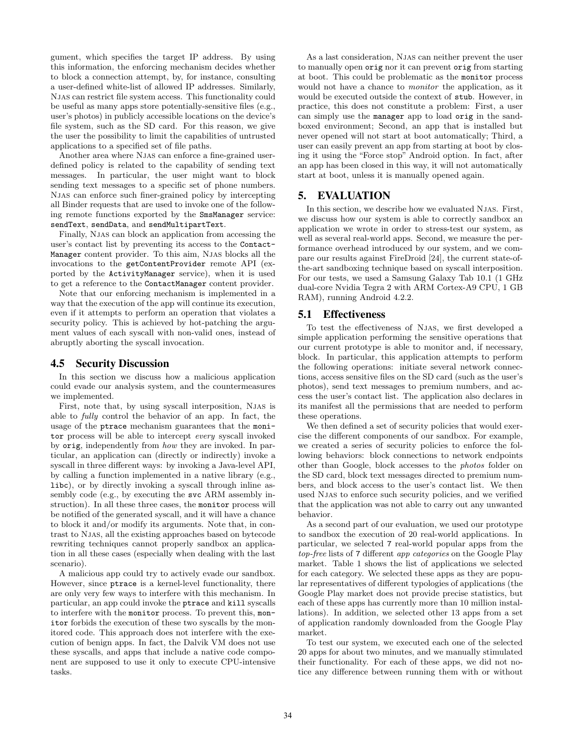gument, which specifies the target IP address. By using this information, the enforcing mechanism decides whether to block a connection attempt, by, for instance, consulting a user-defined white-list of allowed IP addresses. Similarly, NJAS can restrict file system access. This functionality could be useful as many apps store potentially-sensitive files (e.g., user's photos) in publicly accessible locations on the device's file system, such as the SD card. For this reason, we give the user the possibility to limit the capabilities of untrusted applications to a specified set of file paths.

Another area where NJAS can enforce a fine-grained user-defined policy is related to the capability of sending text messages. In particular, the user might want to block sending text messages to a specific set of phone numbers. NJAS can enforce such finer-grained policy by intercepting all Binder requests that are used to invoke one of the following remote functions exported by the `SmsManager` service: `sendText`, `sendData`, and `sendMultipartText`.

Finally, NJAS can block an application from accessing the user's contact list by preventing its access to the `ContactManager` content provider. To this aim, NJAS blocks all the invocations to the `getContentProvider` remote API (exported by the `ActivityManager` service), when it is used to get a reference to the `ContactManager` content provider.

Note that our enforcing mechanism is implemented in a way that the execution of the app will continue its execution, even if it attempts to perform an operation that violates a security policy. This is achieved by hot-patching the argument values of each syscall with non-valid ones, instead of abruptly aborting the syscall invocation.

### 4.5 Security Discussion

In this section we discuss how a malicious application could evade our analysis system, and the countermeasures we implemented.

First, note that, by using syscall interposition, NJAS is able to *fully* control the behavior of an app. In fact, the usage of the `ptrace` mechanism guarantees that the `monitor` process will be able to intercept *every* syscall invoked by `orig`, independently from *how* they are invoked. In particular, an application can (directly or indirectly) invoke a syscall in three different ways: by invoking a Java-level API, by calling a function implemented in a native library (e.g., `libc`), or by directly invoking a syscall through inline assembly code (e.g., by executing the `svc` ARM assembly instruction). In all these three cases, the `monitor` process will be notified of the generated syscall, and it will have a chance to block it and/or modify its arguments. Note that, in contrast to NJAS, all the existing approaches based on bytecode rewriting techniques cannot properly sandbox an application in all these cases (especially when dealing with the last scenario).

A malicious app could try to actively evade our sandbox. However, since `ptrace` is a kernel-level functionality, there are only very few ways to interfere with this mechanism. In particular, an app could invoke the `ptrace` and `kill` syscalls to interfere with the `monitor` process. To prevent this, `monitor` forbids the execution of these two syscalls by the monitored code. This approach does not interfere with the execution of benign apps. In fact, the Dalvik VM does not use these syscalls, and apps that include a native code component are supposed to use it only to execute CPU-intensive tasks.

As a last consideration, NJAS can neither prevent the user to manually open `orig` nor it can prevent `orig` from starting at boot. This could be problematic as the `monitor` process would not have a chance to *monitor* the application, as it would be executed outside the context of `stub`. However, in practice, this does not constitute a problem: First, a user can simply use the `manager` app to load `orig` in the sandboxed environment; Second, an app that is installed but never opened will not start at boot automatically; Third, a user can easily prevent an app from starting at boot by closing it using the "Force stop" Android option. In fact, after an app has been closed in this way, it will not automatically start at boot, unless it is manually opened again.

## 5. EVALUATION

In this section, we describe how we evaluated NJAS. First, we discuss how our system is able to correctly sandbox an application we wrote in order to stress-test our system, as well as several real-world apps. Second, we measure the performance overhead introduced by our system, and we compare our results against FireDroid [24], the current state-of-the-art sandboxing technique based on syscall interposition. For our tests, we used a Samsung Galaxy Tab 10.1 (1 GHz dual-core Nvidia Tegra 2 with ARM Cortex-A9 CPU, 1 GB RAM), running Android 4.2.2.

### 5.1 Effectiveness

To test the effectiveness of NJAS, we first developed a simple application performing the sensitive operations that our current prototype is able to monitor and, if necessary, block. In particular, this application attempts to perform the following operations: initiate several network connections, access sensitive files on the SD card (such as the user's photos), send text messages to premium numbers, and access the user's contact list. The application also declares in its manifest all the permissions that are needed to perform these operations.

We then defined a set of security policies that would exercise the different components of our sandbox. For example, we created a series of security policies to enforce the following behaviors: block connections to network endpoints other than Google, block accesses to the *photos* folder on the SD card, block text messages directed to premium numbers, and block access to the user's contact list. We then used NJAS to enforce such security policies, and we verified that the application was not able to carry out any unwanted behavior.

As a second part of our evaluation, we used our prototype to sandbox the execution of 20 real-world applications. In particular, we selected 7 real-world popular apps from the *top-free* lists of 7 different *app categories* on the Google Play market. Table 1 shows the list of applications we selected for each category. We selected these apps as they are popular representatives of different typologies of applications (the Google Play market does not provide precise statistics, but each of these apps has currently more than 10 million installations). In addition, we selected other 13 apps from a set of application randomly downloaded from the Google Play market.

To test our system, we executed each one of the selected 20 apps for about two minutes, and we manually stimulated their functionality. For each of these apps, we did not notice any difference between running them with or without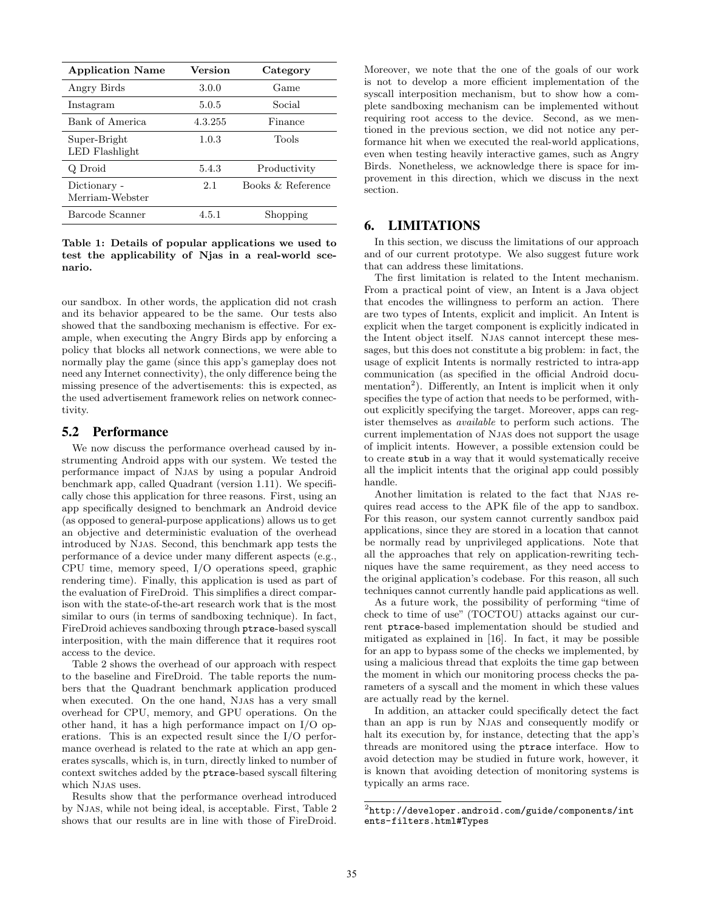| Application Name | Version | Category |
| --- | --- | --- |
| Angry Birds | 3.0.0 | Game |
| Instagram | 5.0.5 | Social |
| Bank of America | 4.3.255 | Finance |
| Super-Bright LED Flashlight | 1.0.3 | Tools |
| Q Droid | 5.4.3 | Productivity |
| Dictionary - Merriam-Webster | 2.1 | Books & Reference |
| Barcode Scanner | 4.5.1 | Shopping |

**Table 1: Details of popular applications we used to test the applicability of Njas in a real-world scenario.**

our sandbox. In other words, the application did not crash and its behavior appeared to be the same. Our tests also showed that the sandboxing mechanism is effective. For example, when executing the Angry Birds app by enforcing a policy that blocks all network connections, we were able to normally play the game (since this app's gameplay does not need any Internet connectivity), the only difference being the missing presence of the advertisements: this is expected, as the used advertisement framework relies on network connectivity.

## 5.2 Performance

We now discuss the performance overhead caused by instrumenting Android apps with our system. We tested the performance impact of NJAS by using a popular Android benchmark app, called Quadrant (version 1.11). We specifically chose this application for three reasons. First, using an app specifically designed to benchmark an Android device (as opposed to general-purpose applications) allows us to get an objective and deterministic evaluation of the overhead introduced by NJAS. Second, this benchmark app tests the performance of a device under many different aspects (e.g., CPU time, memory speed, I/O operations speed, graphic rendering time). Finally, this application is used as part of the evaluation of FireDroid. This simplifies a direct comparison with the state-of-the-art research work that is the most similar to ours (in terms of sandboxing technique). In fact, FireDroid achieves sandboxing through `ptrace`-based syscall interposition, with the main difference that it requires root access to the device.

Table 2 shows the overhead of our approach with respect to the baseline and FireDroid. The table reports the numbers that the Quadrant benchmark application produced when executed. On the one hand, NJAS has a very small overhead for CPU, memory, and GPU operations. On the other hand, it has a high performance impact on I/O operations. This is an expected result since the I/O performance overhead is related to the rate at which an app generates syscalls, which is, in turn, directly linked to number of context switches added by the `ptrace`-based syscall filtering which NJAS uses.

Results show that the performance overhead introduced by NJAS, while not being ideal, is acceptable. First, Table 2 shows that our results are in line with those of FireDroid. Moreover, we note that the one of the goals of our work is not to develop a more efficient implementation of the syscall interposition mechanism, but to show how a complete sandboxing mechanism can be implemented without requiring root access to the device. Second, as we mentioned in the previous section, we did not notice any performance hit when we executed the real-world applications, even when testing heavily interactive games, such as Angry Birds. Nonetheless, we acknowledge there is space for improvement in this direction, which we discuss in the next section.

# 6. LIMITATIONS

In this section, we discuss the limitations of our approach and of our current prototype. We also suggest future work that can address these limitations.

The first limitation is related to the Intent mechanism. From a practical point of view, an Intent is a Java object that encodes the willingness to perform an action. There are two types of Intents, explicit and implicit. An Intent is explicit when the target component is explicitly indicated in the Intent object itself. NJAS cannot intercept these messages, but this does not constitute a big problem: in fact, the usage of explicit Intents is normally restricted to intra-app communication (as specified in the official Android documentation[2]). Differently, an Intent is implicit when it only specifies the type of action that needs to be performed, without explicitly specifying the target. Moreover, apps can register themselves as *available* to perform such actions. The current implementation of NJAS does not support the usage of implicit intents. However, a possible extension could be to create `stub` in a way that it would systematically receive all the implicit intents that the original app could possibly handle.

Another limitation is related to the fact that NJAS requires read access to the APK file of the app to sandbox. For this reason, our system cannot currently sandbox paid applications, since they are stored in a location that cannot be normally read by unprivileged applications. Note that all the approaches that rely on application-rewriting techniques have the same requirement, as they need access to the original application's codebase. For this reason, all such techniques cannot currently handle paid applications as well.

As a future work, the possibility of performing "time of check to time of use" (TOCTOU) attacks against our current `ptrace`-based implementation should be studied and mitigated as explained in [16]. In fact, it may be possible for an app to bypass some of the checks we implemented, by using a malicious thread that exploits the time gap between the moment in which our monitoring process checks the parameters of a syscall and the moment in which these values are actually read by the kernel.

In addition, an attacker could specifically detect the fact than an app is run by NJAS and consequently modify or halt its execution by, for instance, detecting that the app's threads are monitored using the `ptrace` interface. How to avoid detection may be studied in future work, however, it is known that avoiding detection of monitoring systems is typically an arms race.

[2] `http://developer.android.com/guide/components/intents-filters.html#Types`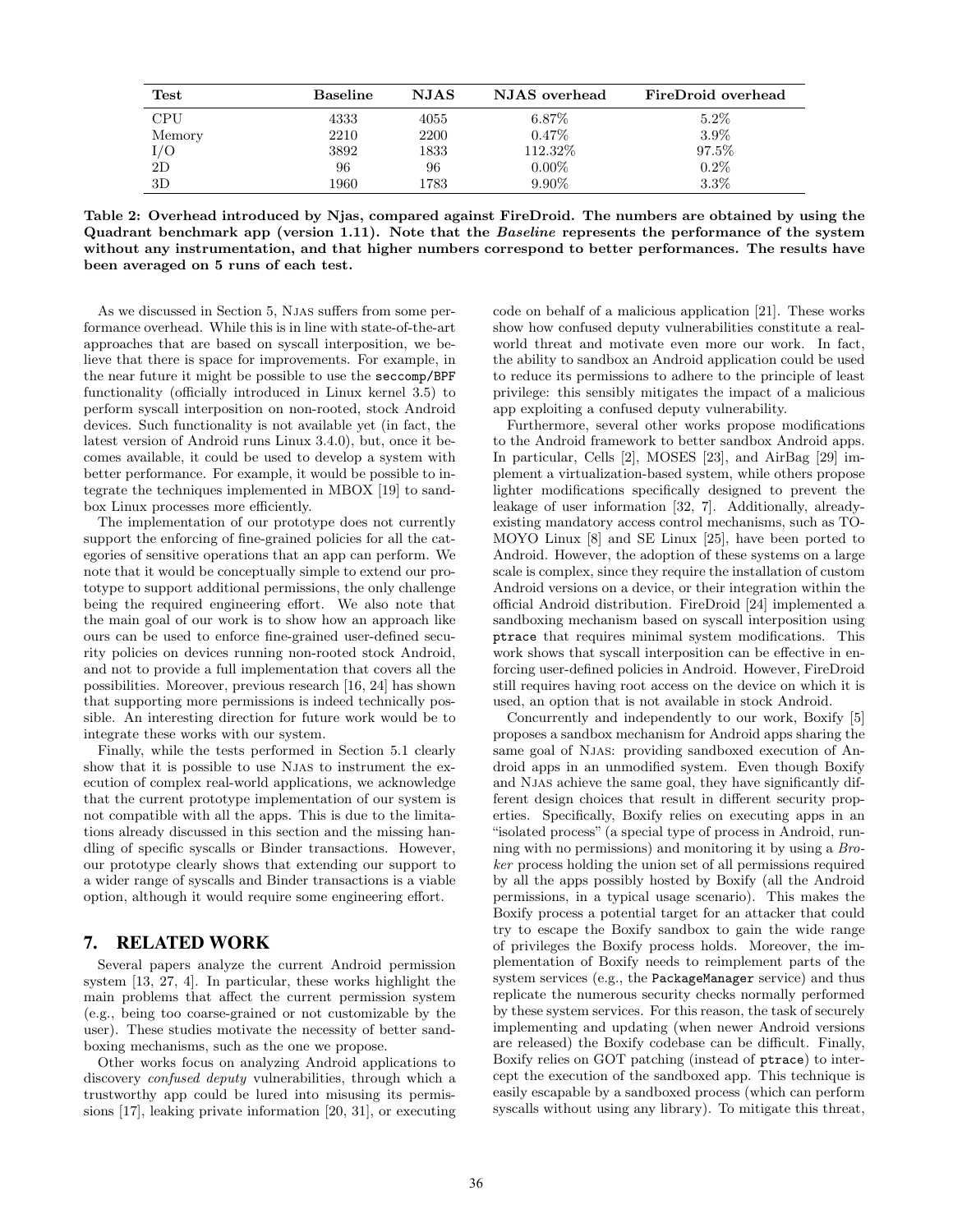| Test | Baseline | NJAS | NJAS overhead | FireDroid overhead |
|---|---|---|---|---|
| CPU | 4333 | 4055 | 6.87% | 5.2% |
| Memory | 2210 | 2200 | 0.47% | 3.9% |
| I/O | 3892 | 1833 | 112.32% | 97.5% |
| 2D | 96 | 96 | 0.00% | 0.2% |
| 3D | 1960 | 1783 | 9.90% | 3.3% |

**Table 2: Overhead introduced by Njas, compared against FireDroid. The numbers are obtained by using the Quadrant benchmark app (version 1.11). Note that the *Baseline* represents the performance of the system without any instrumentation, and that higher numbers correspond to better performances. The results have been averaged on 5 runs of each test.**

As we discussed in Section 5, NJAS suffers from some performance overhead. While this is in line with state-of-the-art approaches that are based on syscall interposition, we believe that there is space for improvements. For example, in the near future it might be possible to use the `seccomp/BPF` functionality (officially introduced in Linux kernel 3.5) to perform syscall interposition on non-rooted, stock Android devices. Such functionality is not available yet (in fact, the latest version of Android runs Linux 3.4.0), but, once it becomes available, it could be used to develop a system with better performance. For example, it would be possible to integrate the techniques implemented in MBOX [19] to sandbox Linux processes more efficiently.

The implementation of our prototype does not currently support the enforcing of fine-grained policies for all the categories of sensitive operations that an app can perform. We note that it would be conceptually simple to extend our prototype to support additional permissions, the only challenge being the required engineering effort. We also note that the main goal of our work is to show how an approach like ours can be used to enforce fine-grained user-defined security policies on devices running non-rooted stock Android, and not to provide a full implementation that covers all the possibilities. Moreover, previous research [16, 24] has shown that supporting more permissions is indeed technically possible. An interesting direction for future work would be to integrate these works with our system.

Finally, while the tests performed in Section 5.1 clearly show that it is possible to use NJAS to instrument the execution of complex real-world applications, we acknowledge that the current prototype implementation of our system is not compatible with all the apps. This is due to the limitations already discussed in this section and the missing handling of specific syscalls or Binder transactions. However, our prototype clearly shows that extending our support to a wider range of syscalls and Binder transactions is a viable option, although it would require some engineering effort.

## 7. RELATED WORK

Several papers analyze the current Android permission system [13, 27, 4]. In particular, these works highlight the main problems that affect the current permission system (e.g., being too coarse-grained or not customizable by the user). These studies motivate the necessity of better sandboxing mechanisms, such as the one we propose.

Other works focus on analyzing Android applications to discovery *confused deputy* vulnerabilities, through which a trustworthy app could be lured into misusing its permissions [17], leaking private information [20, 31], or executing code on behalf of a malicious application [21]. These works show how confused deputy vulnerabilities constitute a real-world threat and motivate even more our work. In fact, the ability to sandbox an Android application could be used to reduce its permissions to adhere to the principle of least privilege: this sensibly mitigates the impact of a malicious app exploiting a confused deputy vulnerability.

Furthermore, several other works propose modifications to the Android framework to better sandbox Android apps. In particular, Cells [2], MOSES [23], and AirBag [29] implement a virtualization-based system, while others propose lighter modifications specifically designed to prevent the leakage of user information [32, 7]. Additionally, already-existing mandatory access control mechanisms, such as TOMOYO Linux [8] and SE Linux [25], have been ported to Android. However, the adoption of these systems on a large scale is complex, since they require the installation of custom Android versions on a device, or their integration within the official Android distribution. FireDroid [24] implemented a sandboxing mechanism based on syscall interposition using `ptrace` that requires minimal system modifications. This work shows that syscall interposition can be effective in enforcing user-defined policies in Android. However, FireDroid still requires having root access on the device on which it is used, an option that is not available in stock Android.

Concurrently and independently to our work, Boxify [5] proposes a sandbox mechanism for Android apps sharing the same goal of NJAS: providing sandboxed execution of Android apps in an unmodified system. Even though Boxify and NJAS achieve the same goal, they have significantly different design choices that result in different security properties. Specifically, Boxify relies on executing apps in an "isolated process" (a special type of process in Android, running with no permissions) and monitoring it by using a *Broker* process holding the union set of all permissions required by all the apps possibly hosted by Boxify (all the Android permissions, in a typical usage scenario). This makes the Boxify process a potential target for an attacker that could try to escape the Boxify sandbox to gain the wide range of privileges the Boxify process holds. Moreover, the implementation of Boxify needs to reimplement parts of the system services (e.g., the `PackageManager` service) and thus replicate the numerous security checks normally performed by these system services. For this reason, the task of securely implementing and updating (when newer Android versions are released) the Boxify codebase can be difficult. Finally, Boxify relies on GOT patching (instead of `ptrace`) to intercept the execution of the sandboxed app. This technique is easily escapable by a sandboxed process (which can perform syscalls without using any library). To mitigate this threat,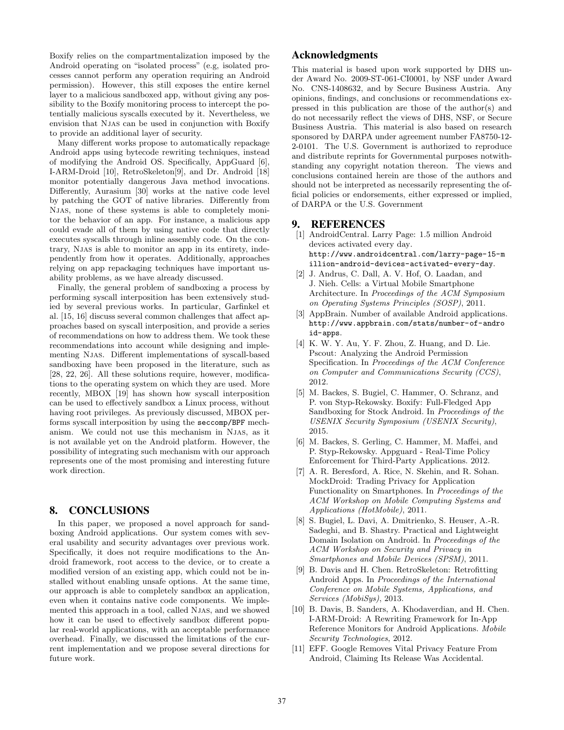Boxify relies on the compartmentalization imposed by the Android operating on "isolated process" (e.g, isolated processes cannot perform any operation requiring an Android permission). However, this still exposes the entire kernel layer to a malicious sandboxed app, without giving any possibility to the Boxify monitoring process to intercept the potentially malicious syscalls executed by it. Nevertheless, we envision that NJAS can be used in conjunction with Boxify to provide an additional layer of security.

Many different works propose to automatically repackage Android apps using bytecode rewriting techniques, instead of modifying the Android OS. Specifically, AppGuard [6], I-ARM-Droid [10], RetroSkeleton[9], and Dr. Android [18] monitor potentially dangerous Java method invocations. Differently, Aurasium [30] works at the native code level by patching the GOT of native libraries. Differently from NJAS, none of these systems is able to completely monitor the behavior of an app. For instance, a malicious app could evade all of them by using native code that directly executes syscalls through inline assembly code. On the contrary, NJAS is able to monitor an app in its entirety, independently from how it operates. Additionally, approaches relying on app repackaging techniques have important usability problems, as we have already discussed.

Finally, the general problem of sandboxing a process by performing syscall interposition has been extensively studied by several previous works. In particular, Garfinkel et al. [15, 16] discuss several common challenges that affect approaches based on syscall interposition, and provide a series of recommendations on how to address them. We took these recommendations into account while designing and implementing NJAS. Different implementations of syscall-based sandboxing have been proposed in the literature, such as [28, 22, 26]. All these solutions require, however, modifications to the operating system on which they are used. More recently, MBOX [19] has shown how syscall interposition can be used to effectively sandbox a Linux process, without having root privileges. As previously discussed, MBOX performs syscall interposition by using the `seccomp/BPF` mechanism. We could not use this mechanism in NJAS, as it is not available yet on the Android platform. However, the possibility of integrating such mechanism with our approach represents one of the most promising and interesting future work direction.

## 8. CONCLUSIONS

In this paper, we proposed a novel approach for sandboxing Android applications. Our system comes with several usability and security advantages over previous work. Specifically, it does not require modifications to the Android framework, root access to the device, or to create a modified version of an existing app, which could not be installed without enabling unsafe options. At the same time, our approach is able to completely sandbox an application, even when it contains native code components. We implemented this approach in a tool, called NJAS, and we showed how it can be used to effectively sandbox different popular real-world applications, with an acceptable performance overhead. Finally, we discussed the limitations of the current implementation and we propose several directions for future work.

## Acknowledgments

This material is based upon work supported by DHS under Award No. 2009-ST-061-CI0001, by NSF under Award No. CNS-1408632, and by Secure Business Austria. Any opinions, findings, and conclusions or recommendations expressed in this publication are those of the author(s) and do not necessarily reflect the views of DHS, NSF, or Secure Business Austria. This material is also based on research sponsored by DARPA under agreement number FA8750-12-2-0101. The U.S. Government is authorized to reproduce and distribute reprints for Governmental purposes notwithstanding any copyright notation thereon. The views and conclusions contained herein are those of the authors and should not be interpreted as necessarily representing the official policies or endorsements, either expressed or implied, of DARPA or the U.S. Government

## 9. REFERENCES

[1] AndroidCentral. Larry Page: 1.5 million Android devices activated every day. `http://www.androidcentral.com/larry-page-15-million-android-devices-activated-every-day`.

[2] J. Andrus, C. Dall, A. V. Hof, O. Laadan, and J. Nieh. Cells: a Virtual Mobile Smartphone Architecture. In *Proceedings of the ACM Symposium on Operating Systems Principles (SOSP)*, 2011.

[3] AppBrain. Number of available Android applications. `http://www.appbrain.com/stats/number-of-android-apps`.

[4] K. W. Y. Au, Y. F. Zhou, Z. Huang, and D. Lie. Pscout: Analyzing the Android Permission Specification. In *Proceedings of the ACM Conference on Computer and Communications Security (CCS)*, 2012.

[5] M. Backes, S. Bugiel, C. Hammer, O. Schranz, and P. von Styp-Rekowsky. Boxify: Full-Fledged App Sandboxing for Stock Android. In *Proceedings of the USENIX Security Symposium (USENIX Security)*, 2015.

[6] M. Backes, S. Gerling, C. Hammer, M. Maffei, and P. Styp-Rekowsky. Appguard - Real-Time Policy Enforcement for Third-Party Applications. 2012.

[7] A. R. Beresford, A. Rice, N. Skehin, and R. Sohan. MockDroid: Trading Privacy for Application Functionality on Smartphones. In *Proceedings of the ACM Workshop on Mobile Computing Systems and Applications (HotMobile)*, 2011.

[8] S. Bugiel, L. Davi, A. Dmitrienko, S. Heuser, A.-R. Sadeghi, and B. Shastry. Practical and Lightweight Domain Isolation on Android. In *Proceedings of the ACM Workshop on Security and Privacy in Smartphones and Mobile Devices (SPSM)*, 2011.

[9] B. Davis and H. Chen. RetroSkeleton: Retrofitting Android Apps. In *Proceedings of the International Conference on Mobile Systems, Applications, and Services (MobiSys)*, 2013.

[10] B. Davis, B. Sanders, A. Khodaverdian, and H. Chen. I-ARM-Droid: A Rewriting Framework for In-App Reference Monitors for Android Applications. *Mobile Security Technologies*, 2012.

[11] EFF. Google Removes Vital Privacy Feature From Android, Claiming Its Release Was Accidental.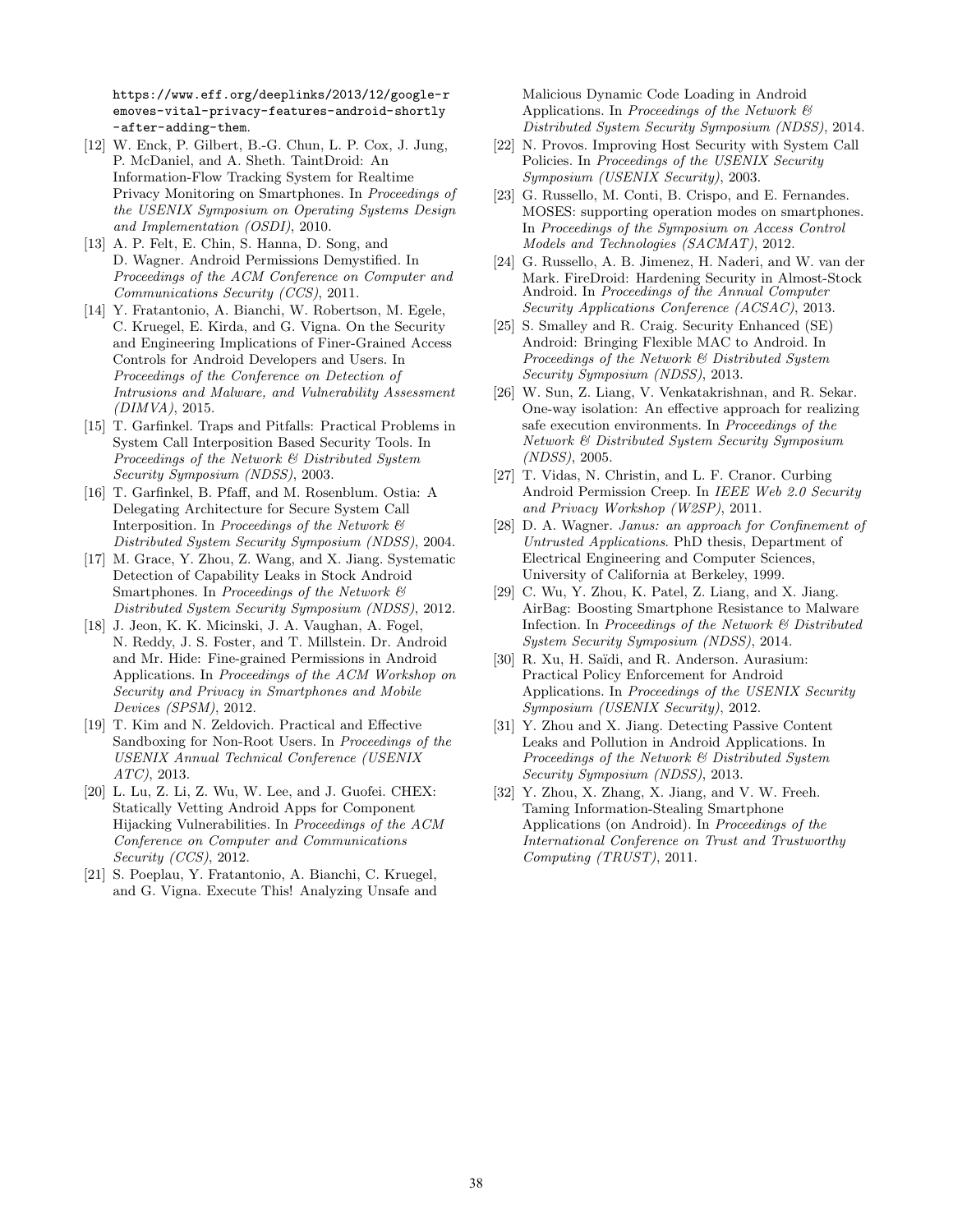https://www.eff.org/deeplinks/2013/12/google-removes-vital-privacy-features-android-shortly-after-adding-them.

[12] W. Enck, P. Gilbert, B.-G. Chun, L. P. Cox, J. Jung, P. McDaniel, and A. Sheth. TaintDroid: An Information-Flow Tracking System for Realtime Privacy Monitoring on Smartphones. In *Proceedings of the USENIX Symposium on Operating Systems Design and Implementation (OSDI)*, 2010.

[13] A. P. Felt, E. Chin, S. Hanna, D. Song, and D. Wagner. Android Permissions Demystified. In *Proceedings of the ACM Conference on Computer and Communications Security (CCS)*, 2011.

[14] Y. Fratantonio, A. Bianchi, W. Robertson, M. Egele, C. Kruegel, E. Kirda, and G. Vigna. On the Security and Engineering Implications of Finer-Grained Access Controls for Android Developers and Users. In *Proceedings of the Conference on Detection of Intrusions and Malware, and Vulnerability Assessment (DIMVA)*, 2015.

[15] T. Garfinkel. Traps and Pitfalls: Practical Problems in System Call Interposition Based Security Tools. In *Proceedings of the Network & Distributed System Security Symposium (NDSS)*, 2003.

[16] T. Garfinkel, B. Pfaff, and M. Rosenblum. Ostia: A Delegating Architecture for Secure System Call Interposition. In *Proceedings of the Network & Distributed System Security Symposium (NDSS)*, 2004.

[17] M. Grace, Y. Zhou, Z. Wang, and X. Jiang. Systematic Detection of Capability Leaks in Stock Android Smartphones. In *Proceedings of the Network & Distributed System Security Symposium (NDSS)*, 2012.

[18] J. Jeon, K. K. Micinski, J. A. Vaughan, A. Fogel, N. Reddy, J. S. Foster, and T. Millstein. Dr. Android and Mr. Hide: Fine-grained Permissions in Android Applications. In *Proceedings of the ACM Workshop on Security and Privacy in Smartphones and Mobile Devices (SPSM)*, 2012.

[19] T. Kim and N. Zeldovich. Practical and Effective Sandboxing for Non-Root Users. In *Proceedings of the USENIX Annual Technical Conference (USENIX ATC)*, 2013.

[20] L. Lu, Z. Li, Z. Wu, W. Lee, and J. Guofei. CHEX: Statically Vetting Android Apps for Component Hijacking Vulnerabilities. In *Proceedings of the ACM Conference on Computer and Communications Security (CCS)*, 2012.

[21] S. Poeplau, Y. Fratantonio, A. Bianchi, C. Kruegel, and G. Vigna. Execute This! Analyzing Unsafe and Malicious Dynamic Code Loading in Android Applications. In *Proceedings of the Network & Distributed System Security Symposium (NDSS)*, 2014.

[22] N. Provos. Improving Host Security with System Call Policies. In *Proceedings of the USENIX Security Symposium (USENIX Security)*, 2003.

[23] G. Russello, M. Conti, B. Crispo, and E. Fernandes. MOSES: supporting operation modes on smartphones. In *Proceedings of the Symposium on Access Control Models and Technologies (SACMAT)*, 2012.

[24] G. Russello, A. B. Jimenez, H. Naderi, and W. van der Mark. FireDroid: Hardening Security in Almost-Stock Android. In *Proceedings of the Annual Computer Security Applications Conference (ACSAC)*, 2013.

[25] S. Smalley and R. Craig. Security Enhanced (SE) Android: Bringing Flexible MAC to Android. In *Proceedings of the Network & Distributed System Security Symposium (NDSS)*, 2013.

[26] W. Sun, Z. Liang, V. Venkatakrishnan, and R. Sekar. One-way isolation: An effective approach for realizing safe execution environments. In *Proceedings of the Network & Distributed System Security Symposium (NDSS)*, 2005.

[27] T. Vidas, N. Christin, and L. F. Cranor. Curbing Android Permission Creep. In *IEEE Web 2.0 Security and Privacy Workshop (W2SP)*, 2011.

[28] D. A. Wagner. *Janus: an approach for Confinement of Untrusted Applications*. PhD thesis, Department of Electrical Engineering and Computer Sciences, University of California at Berkeley, 1999.

[29] C. Wu, Y. Zhou, K. Patel, Z. Liang, and X. Jiang. AirBag: Boosting Smartphone Resistance to Malware Infection. In *Proceedings of the Network & Distributed System Security Symposium (NDSS)*, 2014.

[30] R. Xu, H. Saïdi, and R. Anderson. Aurasium: Practical Policy Enforcement for Android Applications. In *Proceedings of the USENIX Security Symposium (USENIX Security)*, 2012.

[31] Y. Zhou and X. Jiang. Detecting Passive Content Leaks and Pollution in Android Applications. In *Proceedings of the Network & Distributed System Security Symposium (NDSS)*, 2013.

[32] Y. Zhou, X. Zhang, X. Jiang, and V. W. Freeh. Taming Information-Stealing Smartphone Applications (on Android). In *Proceedings of the International Conference on Trust and Trustworthy Computing (TRUST)*, 2011.